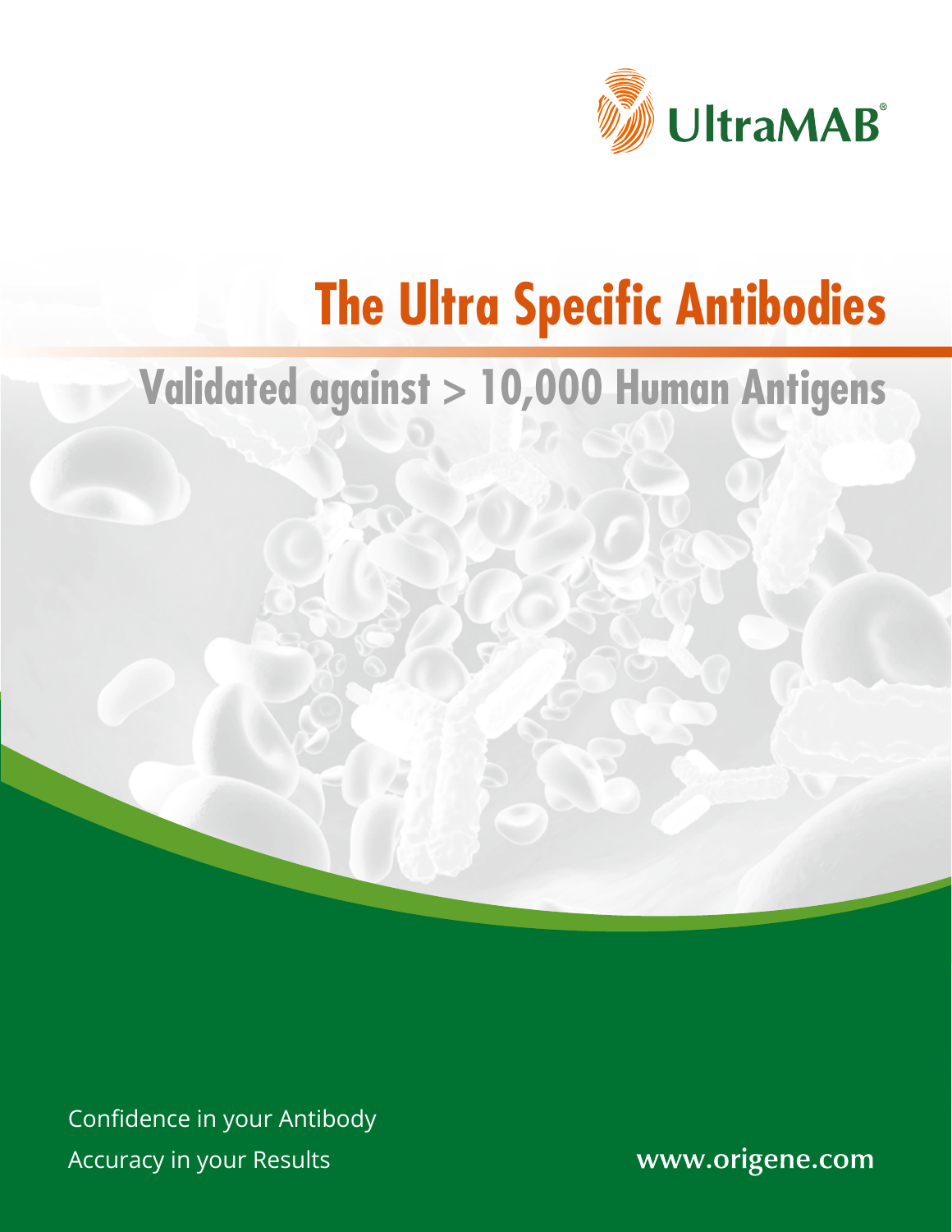UltraMAB®

# The Ultra Specific Antibodies

## Validated against > 10,000 Human Antigens

Confidence in your Antibody

Accuracy in your Results

www.origene.com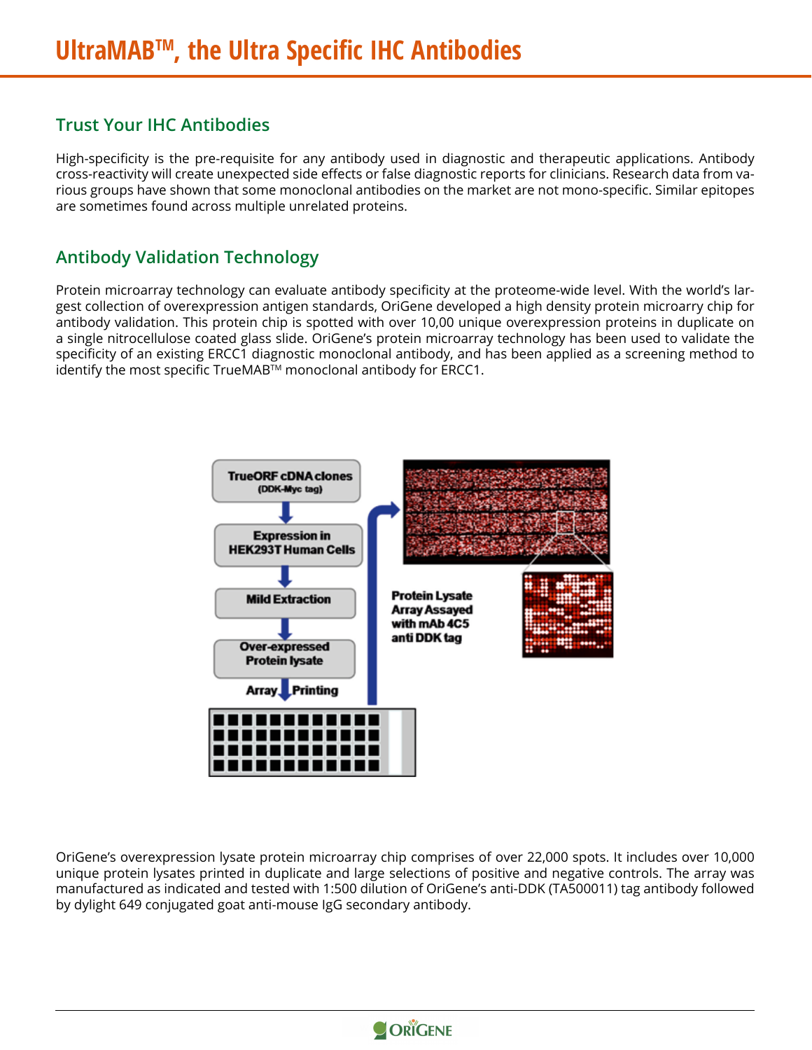# UltraMAB™, the Ultra Specific IHC Antibodies

## Trust Your IHC Antibodies

High-specificity is the pre-requisite for any antibody used in diagnostic and therapeutic applications. Antibody cross-reactivity will create unexpected side effects or false diagnostic reports for clinicians. Research data from various groups have shown that some monoclonal antibodies on the market are not mono-specific. Similar epitopes are sometimes found across multiple unrelated proteins.

## Antibody Validation Technology

Protein microarray technology can evaluate antibody specificity at the proteome-wide level. With the world's largest collection of overexpression antigen standards, OriGene developed a high density protein microarry chip for antibody validation. This protein chip is spotted with over 10,00 unique overexpression proteins in duplicate on a single nitrocellulose coated glass slide. OriGene's protein microarray technology has been used to validate the specificity of an existing ERCC1 diagnostic monoclonal antibody, and has been applied as a screening method to identify the most specific TrueMAB™ monoclonal antibody for ERCC1.

TrueORF cDNA clones
(DDK-Myc tag)

Expression in HEK293T Human Cells

Mild Extraction

Over-expressed Protein lysate

Array Printing

Protein Lysate Array Assayed with mAb 4C5 anti DDK tag

OriGene's overexpression lysate protein microarray chip comprises of over 22,000 spots. It includes over 10,000 unique protein lysates printed in duplicate and large selections of positive and negative controls. The array was manufactured as indicated and tested with 1:500 dilution of OriGene's anti-DDK (TA500011) tag antibody followed by dylight 649 conjugated goat anti-mouse IgG secondary antibody.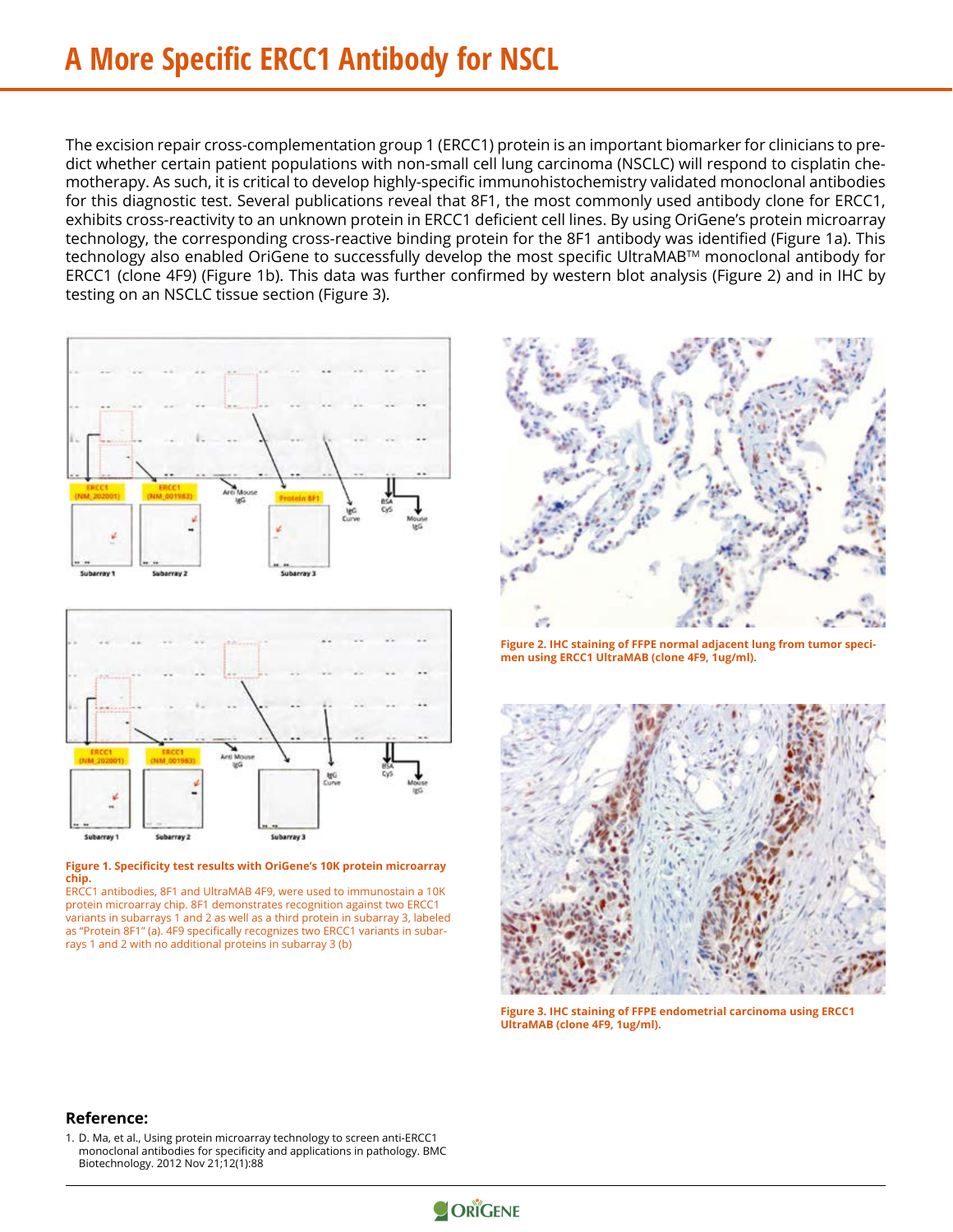# A More Specific ERCC1 Antibody for NSCL

The excision repair cross-complementation group 1 (ERCC1) protein is an important biomarker for clinicians to predict whether certain patient populations with non-small cell lung carcinoma (NSCLC) will respond to cisplatin chemotherapy. As such, it is critical to develop highly-specific immunohistochemistry validated monoclonal antibodies for this diagnostic test. Several publications reveal that 8F1, the most commonly used antibody clone for ERCC1, exhibits cross-reactivity to an unknown protein in ERCC1 deficient cell lines. By using OriGene's protein microarray technology, the corresponding cross-reactive binding protein for the 8F1 antibody was identified (Figure 1a). This technology also enabled OriGene to successfully develop the most specific UltraMAB™ monoclonal antibody for ERCC1 (clone 4F9) (Figure 1b). This data was further confirmed by western blot analysis (Figure 2) and in IHC by testing on an NSCLC tissue section (Figure 3).

ERCC1 (NM_202001)
ERCC1 (NM_001983)
Anti Mouse IgG
Protein 8F1
IgG Curve
BSA Cy5
Mouse IgG
Subarray 1
Subarray 2
Subarray 3

ERCC1 (NM_202001)
ERCC1 (NM_001983)
Anti Mouse IgG
IgG Curve
BSA Cy5
Mouse IgG
Subarray 1
Subarray 2
Subarray 3

**Figure 1. Specificity test results with OriGene's 10K protein microarray chip.**
ERCC1 antibodies, 8F1 and UltraMAB 4F9, were used to immunostain a 10K protein microarray chip. 8F1 demonstrates recognition against two ERCC1 variants in subarrays 1 and 2 as well as a third protein in subarray 3, labeled as "Protein 8F1" (a). 4F9 specifically recognizes two ERCC1 variants in subarrays 1 and 2 with no additional proteins in subarray 3 (b)

**Figure 2. IHC staining of FFPE normal adjacent lung from tumor specimen using ERCC1 UltraMAB (clone 4F9, 1ug/ml).**

**Figure 3. IHC staining of FFPE endometrial carcinoma using ERCC1 UltraMAB (clone 4F9, 1ug/ml).**

## Reference:

1. D. Ma, et al., Using protein microarray technology to screen anti-ERCC1 monoclonal antibodies for specificity and applications in pathology. BMC Biotechnology. 2012 Nov 21;12(1):88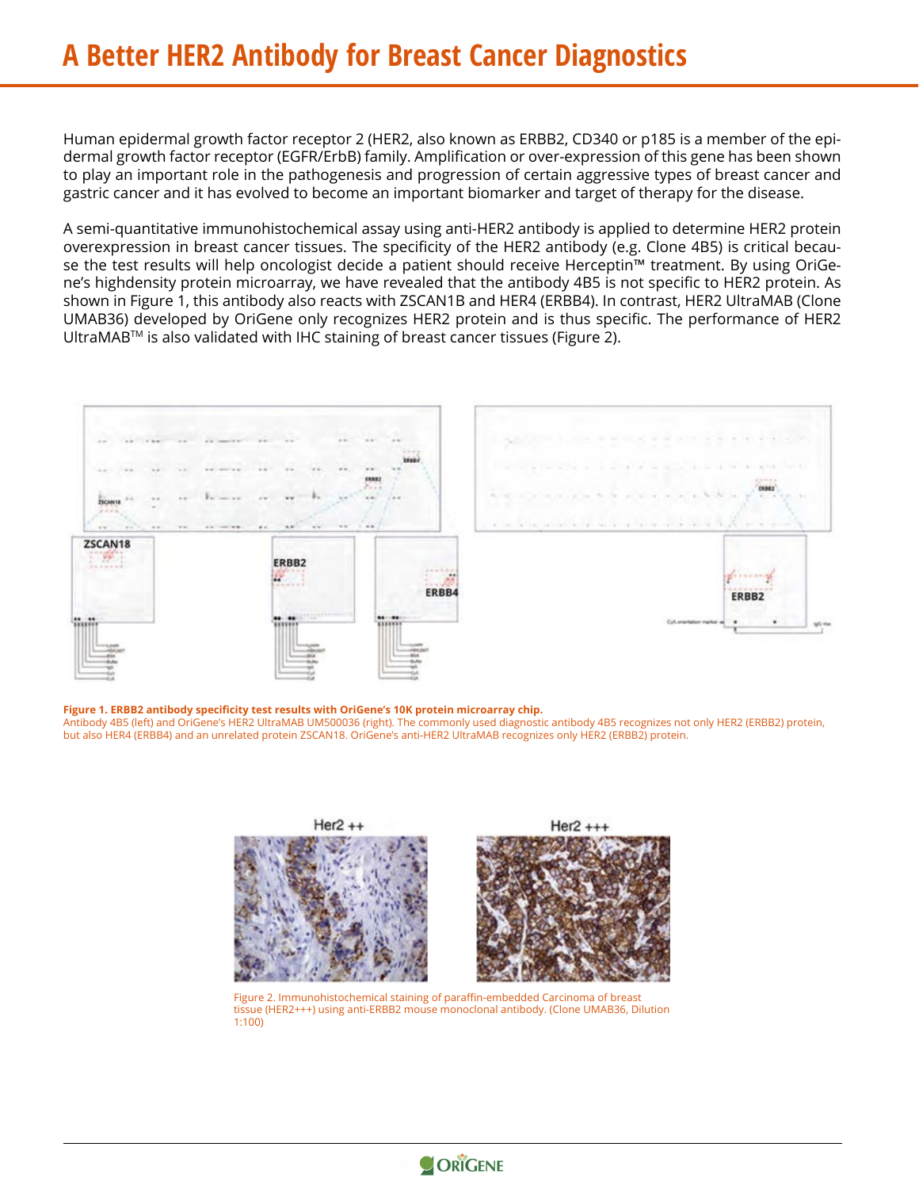# A Better HER2 Antibody for Breast Cancer Diagnostics

Human epidermal growth factor receptor 2 (HER2, also known as ERBB2, CD340 or p185 is a member of the epidermal growth factor receptor (EGFR/ErbB) family. Amplification or over-expression of this gene has been shown to play an important role in the pathogenesis and progression of certain aggressive types of breast cancer and gastric cancer and it has evolved to become an important biomarker and target of therapy for the disease.

A semi-quantitative immunohistochemical assay using anti-HER2 antibody is applied to determine HER2 protein overexpression in breast cancer tissues. The specificity of the HER2 antibody (e.g. Clone 4B5) is critical because the test results will help oncologist decide a patient should receive Herceptin™ treatment. By using OriGene's highdensity protein microarray, we have revealed that the antibody 4B5 is not specific to HER2 protein. As shown in Figure 1, this antibody also reacts with ZSCAN1B and HER4 (ERBB4). In contrast, HER2 UltraMAB (Clone UMAB36) developed by OriGene only recognizes HER2 protein and is thus specific. The performance of HER2 UltraMAB™ is also validated with IHC staining of breast cancer tissues (Figure 2).

ZSCAN18

ERBB2

ERBB4

ERBB2

**Figure 1. ERBB2 antibody specificity test results with OriGene's 10K protein microarray chip.**
Antibody 4B5 (left) and OriGene's HER2 UltraMAB UM500036 (right). The commonly used diagnostic antibody 4B5 recognizes not only HER2 (ERBB2) protein, but also HER4 (ERBB4) and an unrelated protein ZSCAN18. OriGene's anti-HER2 UltraMAB recognizes only HER2 (ERBB2) protein.

Her2 ++

Her2 +++

Figure 2. Immunohistochemical staining of paraffin-embedded Carcinoma of breast tissue (HER2+++) using anti-ERBB2 mouse monoclonal antibody. (Clone UMAB36, Dilution 1:100)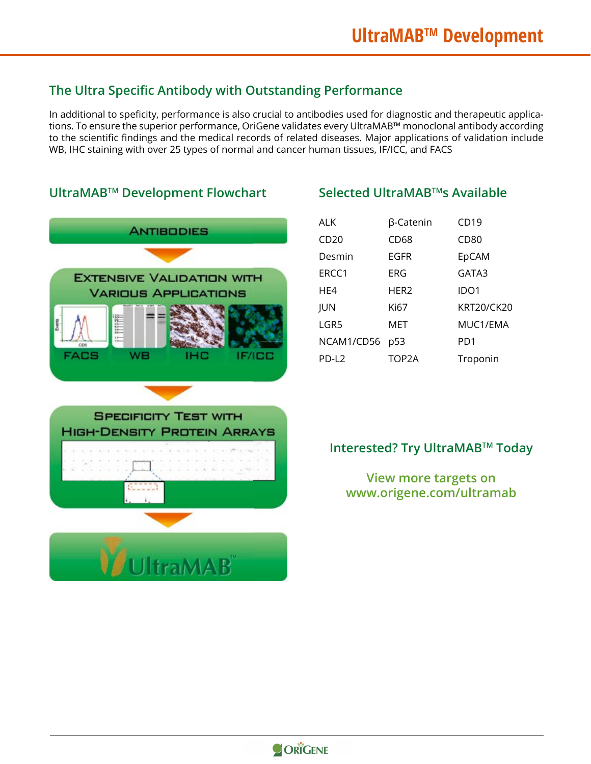# UltraMAB™ Development

## The Ultra Specific Antibody with Outstanding Performance

In additional to speficity, performance is also crucial to antibodies used for diagnostic and therapeutic applications. To ensure the superior performance, OriGene validates every UltraMAB™ monoclonal antibody according to the scientific findings and the medical records of related diseases. Major applications of validation include WB, IHC staining with over 25 types of normal and cancer human tissues, IF/ICC, and FACS

## UltraMAB™ Development Flowchart

ANTIBODIES

EXTENSIVE VALIDATION WITH VARIOUS APPLICATIONS

FACS WB IHC IF/ICC

SPECIFICITY TEST WITH HIGH-DENSITY PROTEIN ARRAYS

UltraMAB™

## Selected UltraMAB™s Available

| | | |
|---|---|---|
| ALK | β-Catenin | CD19 |
| CD20 | CD68 | CD80 |
| Desmin | EGFR | EpCAM |
| ERCC1 | ERG | GATA3 |
| HE4 | HER2 | IDO1 |
| JUN | Ki67 | KRT20/CK20 |
| LGR5 | MET | MUC1/EMA |
| NCAM1/CD56 | p53 | PD1 |
| PD-L2 | TOP2A | Troponin |

### Interested? Try UltraMAB™ Today

View more targets on www.origene.com/ultramab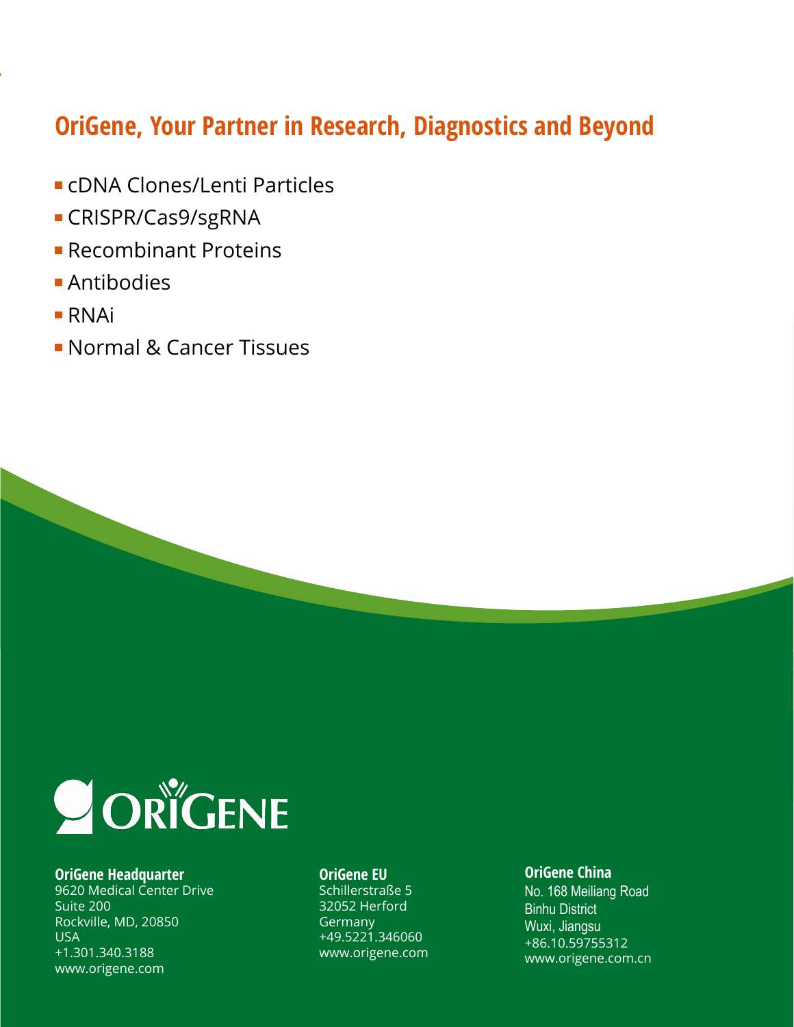## OriGene, Your Partner in Research, Diagnostics and Beyond

- cDNA Clones/Lenti Particles
- CRISPR/Cas9/sgRNA
- Recombinant Proteins
- Antibodies
- RNAi
- Normal & Cancer Tissues

ORIGENE

**OriGene Headquarter**
9620 Medical Center Drive
Suite 200
Rockville, MD, 20850
USA
+1.301.340.3188
www.origene.com

**OriGene EU**
Schillerstraße 5
32052 Herford
Germany
+49.5221.346060
www.origene.com

**OriGene China**
No. 168 Meiliang Road
Binhu District
Wuxi, Jiangsu
+86.10.59755312
www.origene.com.cn